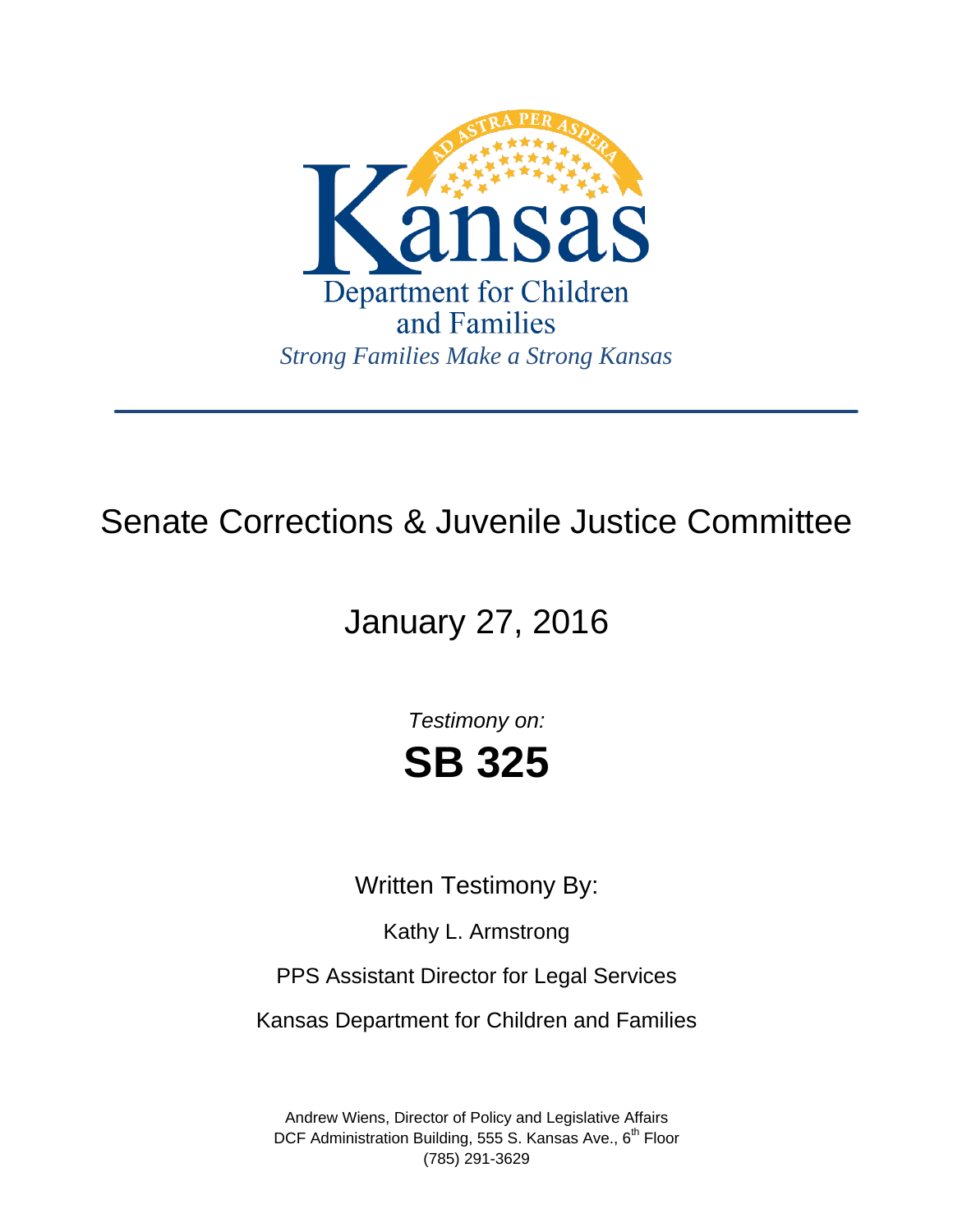Kansas

Department for Children and Families

*Strong Families Make a Strong Kansas*

---

# Senate Corrections & Juvenile Justice Committee

## January 27, 2016

*Testimony on:*

# SB 325

Written Testimony By:

Kathy L. Armstrong

PPS Assistant Director for Legal Services

Kansas Department for Children and Families

Andrew Wiens, Director of Policy and Legislative Affairs
DCF Administration Building, 555 S. Kansas Ave., 6th Floor
(785) 291-3629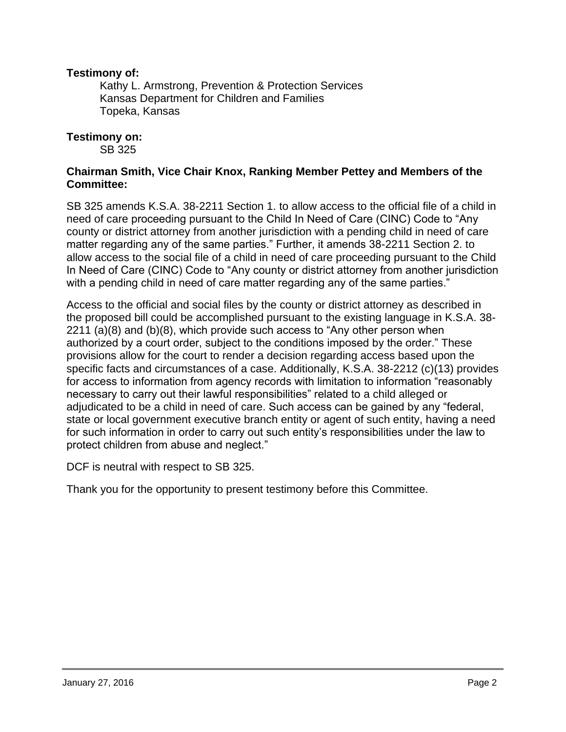**Testimony of:**

Kathy L. Armstrong, Prevention & Protection Services
Kansas Department for Children and Families
Topeka, Kansas

**Testimony on:**

SB 325

**Chairman Smith, Vice Chair Knox, Ranking Member Pettey and Members of the Committee:**

SB 325 amends K.S.A. 38-2211 Section 1. to allow access to the official file of a child in need of care proceeding pursuant to the Child In Need of Care (CINC) Code to "Any county or district attorney from another jurisdiction with a pending child in need of care matter regarding any of the same parties." Further, it amends 38-2211 Section 2. to allow access to the social file of a child in need of care proceeding pursuant to the Child In Need of Care (CINC) Code to "Any county or district attorney from another jurisdiction with a pending child in need of care matter regarding any of the same parties."

Access to the official and social files by the county or district attorney as described in the proposed bill could be accomplished pursuant to the existing language in K.S.A. 38-2211 (a)(8) and (b)(8), which provide such access to "Any other person when authorized by a court order, subject to the conditions imposed by the order." These provisions allow for the court to render a decision regarding access based upon the specific facts and circumstances of a case. Additionally, K.S.A. 38-2212 (c)(13) provides for access to information from agency records with limitation to information "reasonably necessary to carry out their lawful responsibilities" related to a child alleged or adjudicated to be a child in need of care. Such access can be gained by any "federal, state or local government executive branch entity or agent of such entity, having a need for such information in order to carry out such entity's responsibilities under the law to protect children from abuse and neglect."

DCF is neutral with respect to SB 325.

Thank you for the opportunity to present testimony before this Committee.